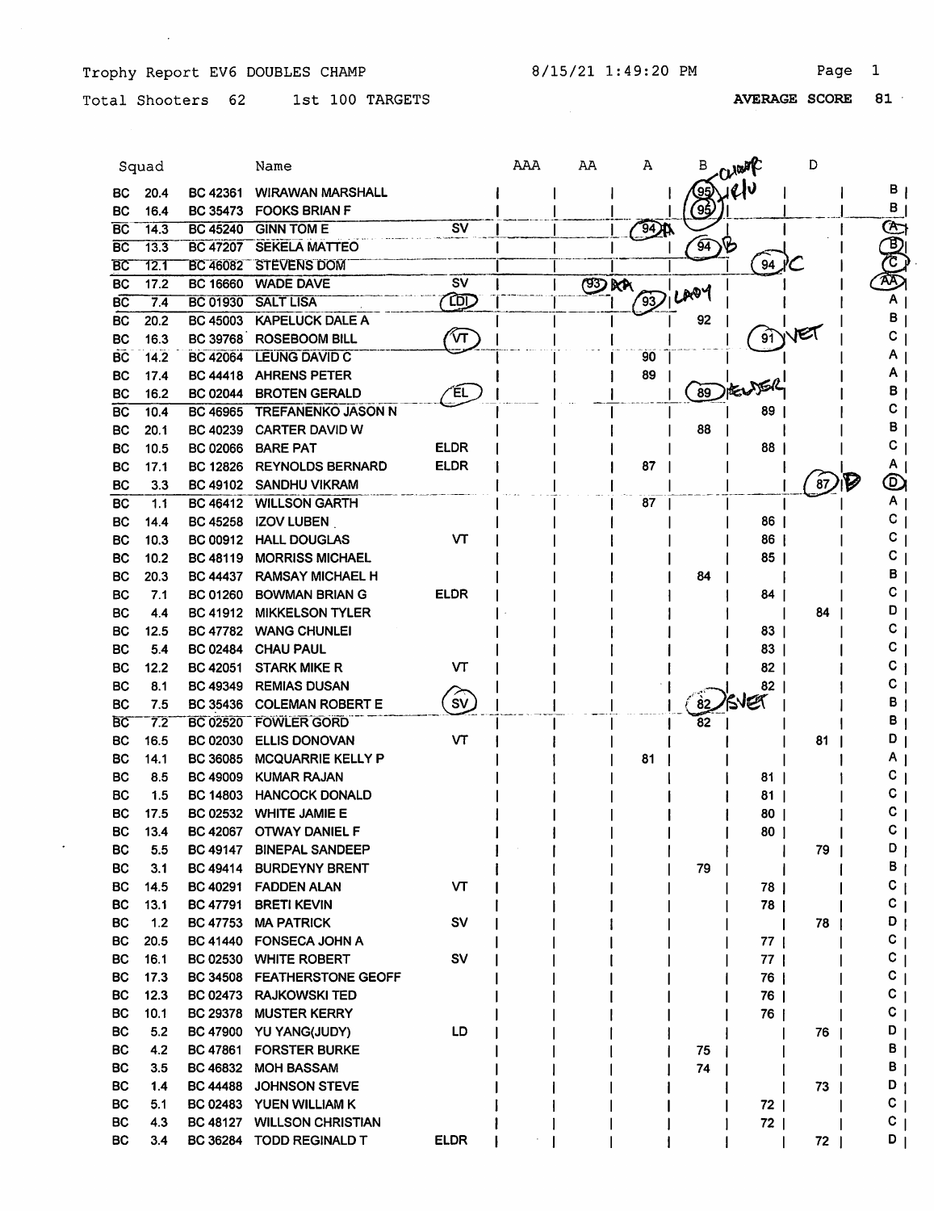Trophy Report EV6 DOUBLES CHAMP 8/15/21 1:49:20 PM

Total Shooters 62 1st 100 TARGETS **AVERAGE SCORE 81**

| Squad | | | Name | | AAA | AA | A | B | C | D | |
|---|---|---|---|---|---|---|---|---|---|---|---|
| BC | 20.4 | BC 42361 | WIRAWAN MARSHALL | | | | | 95 | | | B |
| BC | 16.4 | BC 35473 | FOOKS BRIAN F | | | | | 95 | | | B |
| BC | 14.3 | BC 45240 | GINN TOM E | SV | | | 94 | | | | A |
| BC | 13.3 | BC 47207 | SEKELA MATTEO | | | | | 94 | | | B |
| BC | 12.1 | BC 46082 | STEVENS DOM | | | | | | 94 | | C |
| BC | 17.2 | BC 16660 | WADE DAVE | SV | | 93 | | | | | AA |
| BC | 7.4 | BC 01930 | SALT LISA | LDI | | | 93 | | | | A |
| BC | 20.2 | BC 45003 | KAPELUCK DALE A | | | | | 92 | | | B |
| BC | 16.3 | BC 39768 | ROSEBOOM BILL | VT | | | | | 91 | | C |
| BC | 14.2 | BC 42064 | LEUNG DAVID C | | | | 90 | | | | A |
| BC | 17.4 | BC 44418 | AHRENS PETER | | | | 89 | | | | A |
| BC | 16.2 | BC 02044 | BROTEN GERALD | EL | | | | 89 | | | B |
| BC | 10.4 | BC 46965 | TREFANENKO JASON N | | | | | | 89 | | C |
| BC | 20.1 | BC 40239 | CARTER DAVID W | | | | | 88 | | | B |
| BC | 10.5 | BC 02066 | BARE PAT | ELDR | | | | | 88 | | C |
| BC | 17.1 | BC 12826 | REYNOLDS BERNARD | ELDR | | | 87 | | | | A |
| BC | 3.3 | BC 49102 | SANDHU VIKRAM | | | | | | | 87 | D |
| BC | 1.1 | BC 46412 | WILLSON GARTH | | | | 87 | | | | A |
| BC | 14.4 | BC 45258 | IZOV LUBEN | | | | | | 86 | | C |
| BC | 10.3 | BC 00912 | HALL DOUGLAS | VT | | | | | 86 | | C |
| BC | 10.2 | BC 48119 | MORRISS MICHAEL | | | | | | 85 | | C |
| BC | 20.3 | BC 44437 | RAMSAY MICHAEL H | | | | | 84 | | | B |
| BC | 7.1 | BC 01260 | BOWMAN BRIAN G | ELDR | | | | | 84 | | C |
| BC | 4.4 | BC 41912 | MIKKELSON TYLER | | | | | | | 84 | D |
| BC | 12.5 | BC 47782 | WANG CHUNLEI | | | | | | 83 | | C |
| BC | 5.4 | BC 02484 | CHAU PAUL | | | | | | 83 | | C |
| BC | 12.2 | BC 42051 | STARK MIKE R | VT | | | | | 82 | | C |
| BC | 8.1 | BC 49349 | REMIAS DUSAN | | | | | | 82 | | C |
| BC | 7.5 | BC 35436 | COLEMAN ROBERT E | SV | | | | 82 | | | B |
| BC | 7.2 | BC 02520 | FOWLER GORD | | | | | 82 | | | B |
| BC | 16.5 | BC 02030 | ELLIS DONOVAN | VT | | | | | | 81 | D |
| BC | 14.1 | BC 36085 | MCQUARRIE KELLY P | | | | 81 | | | | A |
| BC | 8.5 | BC 49009 | KUMAR RAJAN | | | | | | 81 | | C |
| BC | 1.5 | BC 14803 | HANCOCK DONALD | | | | | | 81 | | C |
| BC | 17.5 | BC 02532 | WHITE JAMIE E | | | | | | 80 | | C |
| BC | 13.4 | BC 42067 | OTWAY DANIEL F | | | | | | 80 | | C |
| BC | 5.5 | BC 49147 | BINEPAL SANDEEP | | | | | | | 79 | D |
| BC | 3.1 | BC 49414 | BURDEYNY BRENT | | | | | 79 | | | B |
| BC | 14.5 | BC 40291 | FADDEN ALAN | VT | | | | | 78 | | C |
| BC | 13.1 | BC 47791 | BRETI KEVIN | | | | | | 78 | | C |
| BC | 1.2 | BC 47753 | MA PATRICK | SV | | | | | | 78 | D |
| BC | 20.5 | BC 41440 | FONSECA JOHN A | | | | | | 77 | | C |
| BC | 16.1 | BC 02530 | WHITE ROBERT | SV | | | | | 77 | | C |
| BC | 17.3 | BC 34508 | FEATHERSTONE GEOFF | | | | | | 76 | | C |
| BC | 12.3 | BC 02473 | RAJKOWSKI TED | | | | | | 76 | | C |
| BC | 10.1 | BC 29378 | MUSTER KERRY | | | | | | 76 | | C |
| BC | 5.2 | BC 47900 | YU YANG(JUDY) | LD | | | | | | 76 | D |
| BC | 4.2 | BC 47861 | FORSTER BURKE | | | | | 75 | | | B |
| BC | 3.5 | BC 46832 | MOH BASSAM | | | | | 74 | | | B |
| BC | 1.4 | BC 44488 | JOHNSON STEVE | | | | | | | 73 | D |
| BC | 5.1 | BC 02483 | YUEN WILLIAM K | | | | | | 72 | | C |
| BC | 4.3 | BC 48127 | WILLSON CHRISTIAN | | | | | | 72 | | C |
| BC | 3.4 | BC 36284 | TODD REGINALD T | ELDR | | | | | | 72 | D |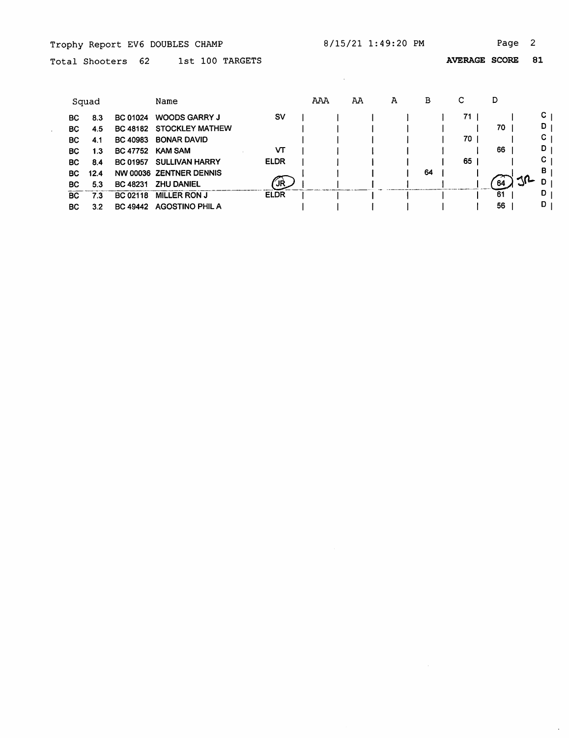Trophy Report EV6 DOUBLES CHAMP — 8/15/21 1:49:20 PM

Total Shooters 62 — 1st 100 TARGETS — **AVERAGE SCORE 81**

| Squad | | | Name | | AAA | AA | A | B | C | D | |
|---|---|---|---|---|---|---|---|---|---|---|---|
| BC | 8.3 | BC 01024 | WOODS GARRY J | SV | | | | | 71 | | C |
| BC | 4.5 | BC 48182 | STOCKLEY MATHEW | | | | | | | 70 | D |
| BC | 4.1 | BC 40983 | BONAR DAVID | | | | | | 70 | | C |
| BC | 1.3 | BC 47752 | KAM SAM | VT | | | | | | 66 | D |
| BC | 8.4 | BC 01957 | SULLIVAN HARRY | ELDR | | | | | 65 | | C |
| BC | 12.4 | NW 00036 | ZENTNER DENNIS | | | | | 64 | | | B |
| BC | 5.3 | BC 48231 | ZHU DANIEL | JR | | | | | | 64 JR | D |
| BC | 7.3 | BC 02118 | MILLER RON J | ELDR | | | | | | 61 | D |
| BC | 3.2 | BC 49442 | AGOSTINO PHIL A | | | | | | | 56 | D |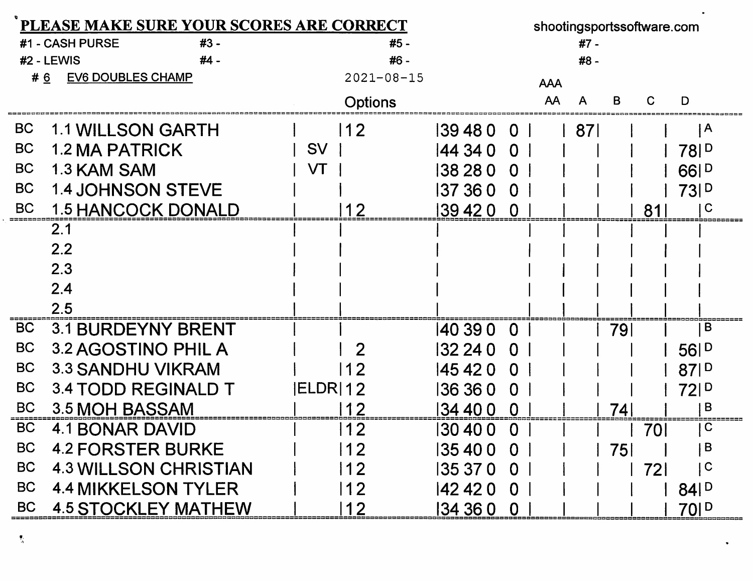**PLEASE MAKE SURE YOUR SCORES ARE CORRECT** shootingsportssoftware.com

#1 - CASH PURSE #3 - #5 - #7 -

#2 - LEWIS #4 - #6 - #8 -

# 6 EV6 DOUBLES CHAMP 2021-08-15

| | Squad | Name | | Options | Scores | | | | AAA | AA | A | B | C | D | |
|---|---|---|---|---|---|---|---|---|---|---|---|---|---|---|---|
| BC | 1.1 | WILLSON GARTH | | 12 | 39 | 48 | 0 | 0 | | | 87 | | | | A |
| BC | 1.2 | MA PATRICK | SV | | 44 | 34 | 0 | 0 | | | | | | 78 | D |
| BC | 1.3 | KAM SAM | VT | | 38 | 28 | 0 | 0 | | | | | | 66 | D |
| BC | 1.4 | JOHNSON STEVE | | | 37 | 36 | 0 | 0 | | | | | | 73 | D |
| BC | 1.5 | HANCOCK DONALD | | 12 | 39 | 42 | 0 | 0 | | | | | 81 | | C |
| | 2.1 | | | | | | | | | | | | | | |
| | 2.2 | | | | | | | | | | | | | | |
| | 2.3 | | | | | | | | | | | | | | |
| | 2.4 | | | | | | | | | | | | | | |
| | 2.5 | | | | | | | | | | | | | | |
| BC | 3.1 | BURDEYNY BRENT | | | 40 | 39 | 0 | 0 | | | | 79 | | | B |
| BC | 3.2 | AGOSTINO PHIL A | | 2 | 32 | 24 | 0 | 0 | | | | | | 56 | D |
| BC | 3.3 | SANDHU VIKRAM | | 12 | 45 | 42 | 0 | 0 | | | | | | 87 | D |
| BC | 3.4 | TODD REGINALD T | ELDR | 12 | 36 | 36 | 0 | 0 | | | | | | 72 | D |
| BC | 3.5 | MOH BASSAM | | 12 | 34 | 40 | 0 | 0 | | | | 74 | | | B |
| BC | 4.1 | BONAR DAVID | | 12 | 30 | 40 | 0 | 0 | | | | | 70 | | C |
| BC | 4.2 | FORSTER BURKE | | 12 | 35 | 40 | 0 | 0 | | | | 75 | | | B |
| BC | 4.3 | WILLSON CHRISTIAN | | 12 | 35 | 37 | 0 | 0 | | | | | 72 | | C |
| BC | 4.4 | MIKKELSON TYLER | | 12 | 42 | 42 | 0 | 0 | | | | | | 84 | D |
| BC | 4.5 | STOCKLEY MATHEW | | 12 | 34 | 36 | 0 | 0 | | | | | | 70 | D |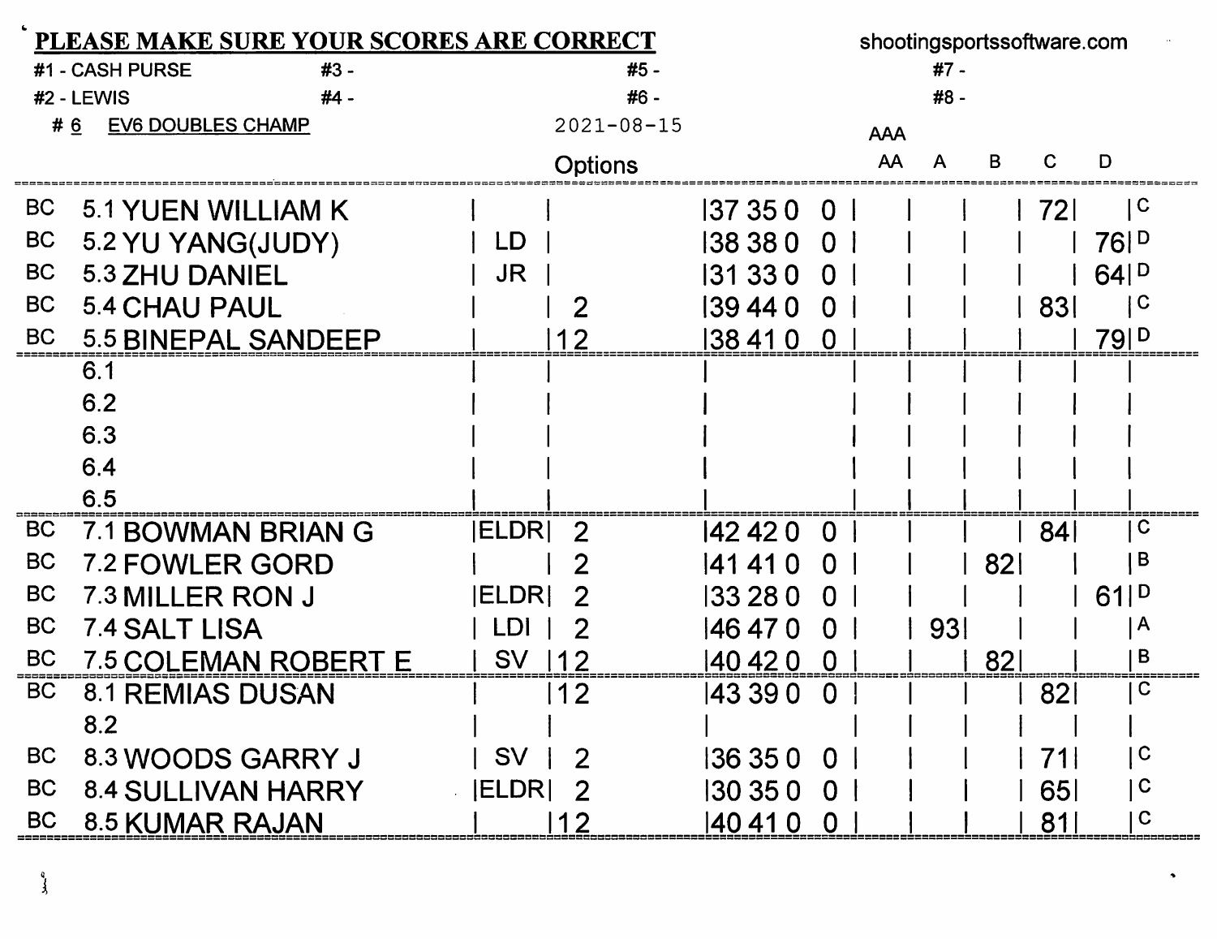**PLEASE MAKE SURE YOUR SCORES ARE CORRECT** shootingsportssoftware.com

#1 - CASH PURSE #3 - #5 - #7 -

#2 - LEWIS #4 - #6 - #8 -

# 6 EV6 DOUBLES CHAMP 2021-08-15

| | Squad | Name | Options | | Scores | AAA AA | A | B | C | D | Class |
|---|---|---|---|---|---|---|---|---|---|---|---|
| BC | 5.1 | YUEN WILLIAM K | | | 37 35 0 0 | | | | 72 | | C |
| BC | 5.2 | YU YANG(JUDY) | LD | | 38 38 0 0 | | | | | 76 | D |
| BC | 5.3 | ZHU DANIEL | JR | | 31 33 0 0 | | | | | 64 | D |
| BC | 5.4 | CHAU PAUL | | 2 | 39 44 0 0 | | | | 83 | | C |
| BC | 5.5 | BINEPAL SANDEEP | | 12 | 38 41 0 0 | | | | | 79 | D |
| | 6.1 | | | | | | | | | | |
| | 6.2 | | | | | | | | | | |
| | 6.3 | | | | | | | | | | |
| | 6.4 | | | | | | | | | | |
| | 6.5 | | | | | | | | | | |
| BC | 7.1 | BOWMAN BRIAN G | ELDR | 2 | 42 42 0 0 | | | | 84 | | C |
| BC | 7.2 | FOWLER GORD | | 2 | 41 41 0 0 | | | 82 | | | B |
| BC | 7.3 | MILLER RON J | ELDR | 2 | 33 28 0 0 | | | | | 61 | D |
| BC | 7.4 | SALT LISA | LDI | 2 | 46 47 0 0 | | 93 | | | | A |
| BC | 7.5 | COLEMAN ROBERT E | SV | 12 | 40 42 0 0 | | | 82 | | | B |
| BC | 8.1 | REMIAS DUSAN | | 12 | 43 39 0 0 | | | | 82 | | C |
| | 8.2 | | | | | | | | | | |
| BC | 8.3 | WOODS GARRY J | SV | 2 | 36 35 0 0 | | | | 71 | | C |
| BC | 8.4 | SULLIVAN HARRY | ELDR | 2 | 30 35 0 0 | | | | 65 | | C |
| BC | 8.5 | KUMAR RAJAN | | 12 | 40 41 0 0 | | | | 81 | | C |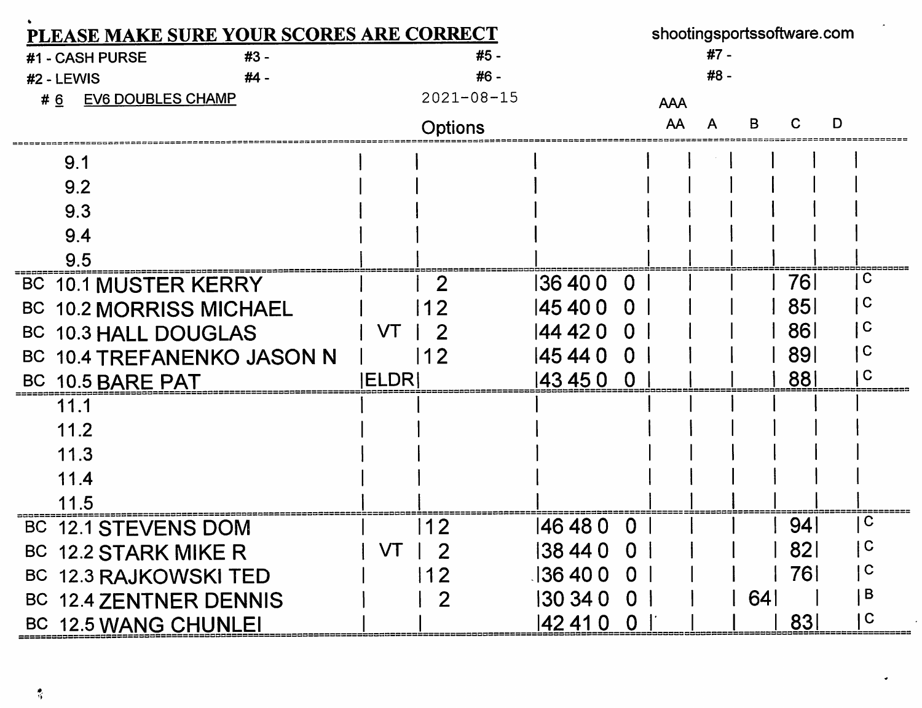**PLEASE MAKE SURE YOUR SCORES ARE CORRECT**

shootingsportssoftware.com

#1 - CASH PURSE &nbsp;&nbsp;&nbsp; #3 - &nbsp;&nbsp;&nbsp; #5 - &nbsp;&nbsp;&nbsp; #7 -

#2 - LEWIS &nbsp;&nbsp;&nbsp; #4 - &nbsp;&nbsp;&nbsp; #6 - &nbsp;&nbsp;&nbsp; #8 -

# 6 EV6 DOUBLES CHAMP &nbsp;&nbsp;&nbsp; 2021-08-15

| | | | Options | | AAA / AA | A | B | C | D | |
|---|---|---|---|---|---|---|---|---|---|---|
| | 9.1 | | | | | | | | | |
| | 9.2 | | | | | | | | | |
| | 9.3 | | | | | | | | | |
| | 9.4 | | | | | | | | | |
| | 9.5 | | | | | | | | | |
| BC | 10.1 MUSTER KERRY | | 2 | 36 40 0 0 | | | | 76 | | C |
| BC | 10.2 MORRISS MICHAEL | | 12 | 45 40 0 0 | | | | 85 | | C |
| BC | 10.3 HALL DOUGLAS | VT | 2 | 44 42 0 0 | | | | 86 | | C |
| BC | 10.4 TREFANENKO JASON N | | 12 | 45 44 0 0 | | | | 89 | | C |
| BC | 10.5 BARE PAT | ELDR | | 43 45 0 0 | | | | 88 | | C |
| | 11.1 | | | | | | | | | |
| | 11.2 | | | | | | | | | |
| | 11.3 | | | | | | | | | |
| | 11.4 | | | | | | | | | |
| | 11.5 | | | | | | | | | |
| BC | 12.1 STEVENS DOM | | 12 | 46 48 0 0 | | | | 94 | | C |
| BC | 12.2 STARK MIKE R | VT | 2 | 38 44 0 0 | | | | 82 | | C |
| BC | 12.3 RAJKOWSKI TED | | 12 | 36 40 0 0 | | | | 76 | | C |
| BC | 12.4 ZENTNER DENNIS | | 2 | 30 34 0 0 | | | 64 | | | B |
| BC | 12.5 WANG CHUNLEI | | | 42 41 0 0 | | | | 83 | | C |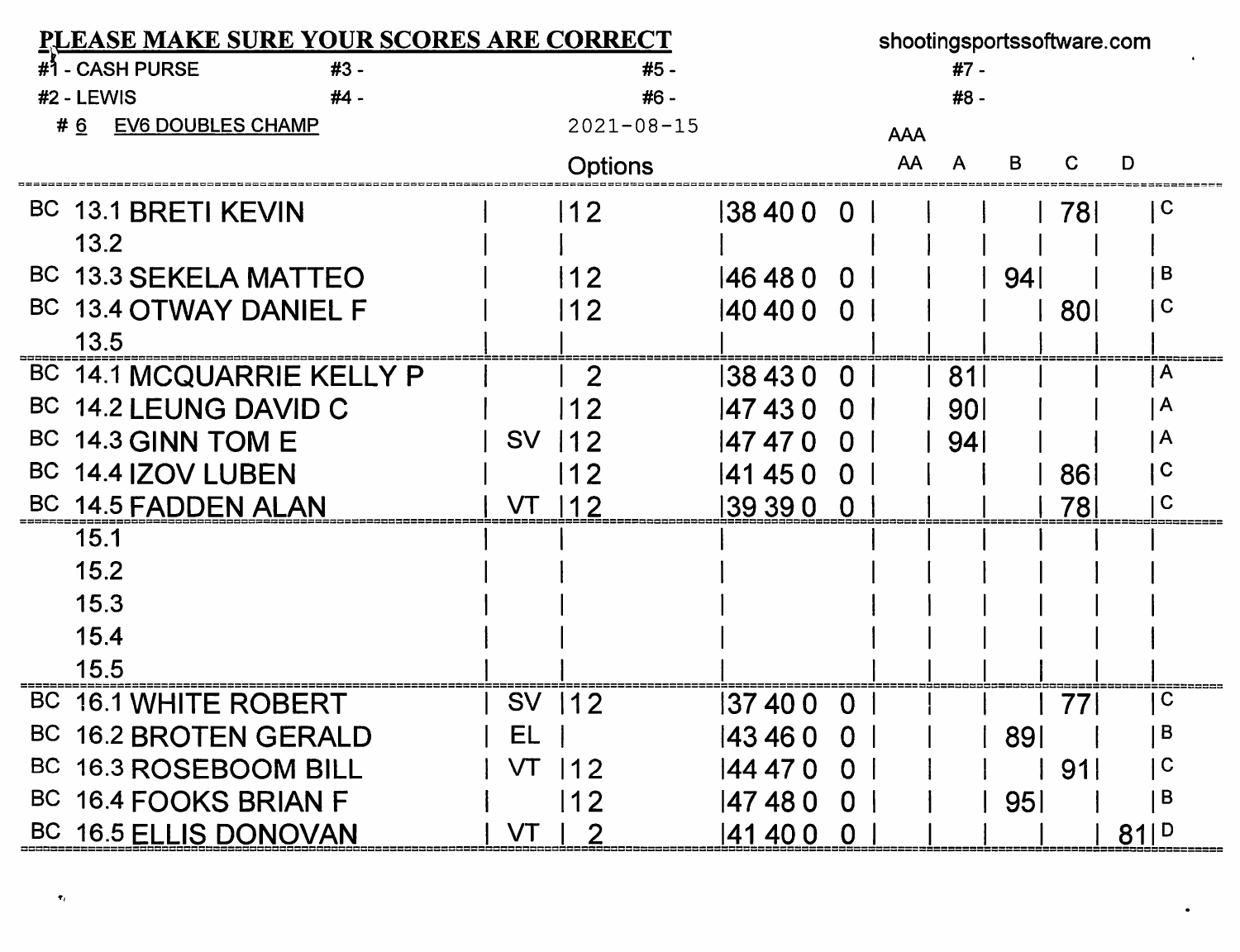**PLEASE MAKE SURE YOUR SCORES ARE CORRECT** shootingsportssoftware.com

#1 - CASH PURSE #3 - #5 - #7 -
#2 - LEWIS #4 - #6 - #8 -

# 6 EV6 DOUBLES CHAMP 2021-08-15

| | | Name | | Options | Scores | AAA / AA | A | B | C | D | |
|---|---|---|---|---|---|---|---|---|---|---|---|
| BC | 13.1 | BRETI KEVIN | | 12 | 38 40 0 0 | | | | 78 | | C |
| | 13.2 | | | | | | | | | | |
| BC | 13.3 | SEKELA MATTEO | | 12 | 46 48 0 0 | | | 94 | | | B |
| BC | 13.4 | OTWAY DANIEL F | | 12 | 40 40 0 0 | | | | 80 | | C |
| | 13.5 | | | | | | | | | | |
| BC | 14.1 | MCQUARRIE KELLY P | | 2 | 38 43 0 0 | | 81 | | | | A |
| BC | 14.2 | LEUNG DAVID C | | 12 | 47 43 0 0 | | 90 | | | | A |
| BC | 14.3 | GINN TOM E | SV | 12 | 47 47 0 0 | | 94 | | | | A |
| BC | 14.4 | IZOV LUBEN | | 12 | 41 45 0 0 | | | | 86 | | C |
| BC | 14.5 | FADDEN ALAN | VT | 12 | 39 39 0 0 | | | | 78 | | C |
| | 15.1 | | | | | | | | | | |
| | 15.2 | | | | | | | | | | |
| | 15.3 | | | | | | | | | | |
| | 15.4 | | | | | | | | | | |
| | 15.5 | | | | | | | | | | |
| BC | 16.1 | WHITE ROBERT | SV | 12 | 37 40 0 0 | | | | 77 | | C |
| BC | 16.2 | BROTEN GERALD | EL | | 43 46 0 0 | | | 89 | | | B |
| BC | 16.3 | ROSEBOOM BILL | VT | 12 | 44 47 0 0 | | | | 91 | | C |
| BC | 16.4 | FOOKS BRIAN F | | 12 | 47 48 0 0 | | | 95 | | | B |
| BC | 16.5 | ELLIS DONOVAN | VT | 2 | 41 40 0 0 | | | | | 81 | D |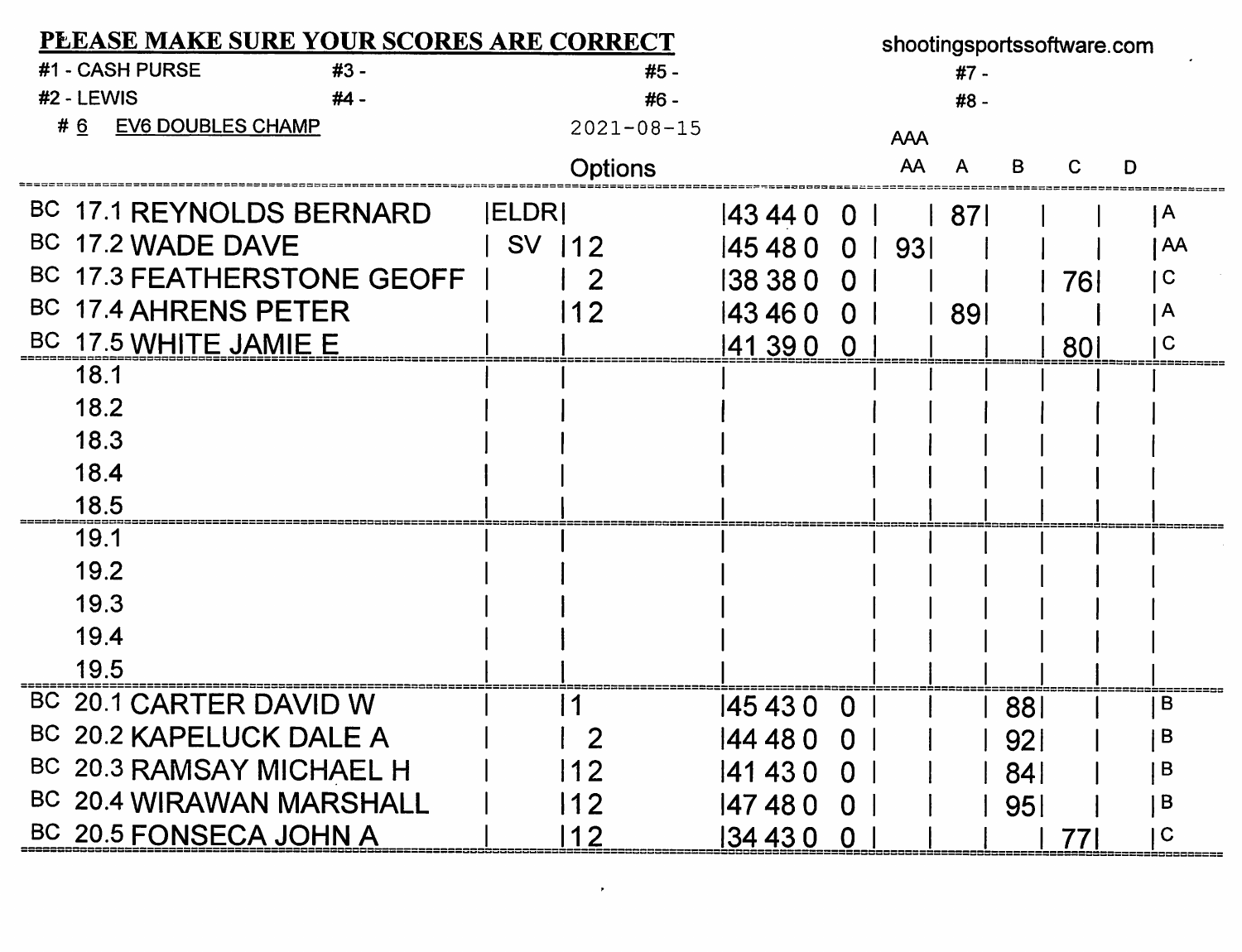**PLEASE MAKE SURE YOUR SCORES ARE CORRECT**

shootingsportssoftware.com

#1 - CASH PURSE
#2 - LEWIS
#3 -
#4 -
#5 -
#6 -
#7 -
#8 -

# 6 EV6 DOUBLES CHAMP

2021-08-15

| | | | Options | | | | | AAA AA | A | B | C | D | |
|---|---|---|---|---|---|---|---|---|---|---|---|---|---|
| BC | 17.1 | REYNOLDS BERNARD | ELDR | | 43 44 | 0 | 0 | | 87 | | | | A |
| BC | 17.2 | WADE DAVE | SV | 12 | 45 48 | 0 | 0 | 93 | | | | | AA |
| BC | 17.3 | FEATHERSTONE GEOFF | | 2 | 38 38 | 0 | 0 | | | | 76 | | C |
| BC | 17.4 | AHRENS PETER | | 12 | 43 46 | 0 | 0 | | 89 | | | | A |
| BC | 17.5 | WHITE JAMIE E | | | 41 39 | 0 | 0 | | | | 80 | | C |
| | 18.1 | | | | | | | | | | | | |
| | 18.2 | | | | | | | | | | | | |
| | 18.3 | | | | | | | | | | | | |
| | 18.4 | | | | | | | | | | | | |
| | 18.5 | | | | | | | | | | | | |
| | 19.1 | | | | | | | | | | | | |
| | 19.2 | | | | | | | | | | | | |
| | 19.3 | | | | | | | | | | | | |
| | 19.4 | | | | | | | | | | | | |
| | 19.5 | | | | | | | | | | | | |
| BC | 20.1 | CARTER DAVID W | | 1 | 45 43 | 0 | 0 | | | 88 | | | B |
| BC | 20.2 | KAPELUCK DALE A | | 2 | 44 48 | 0 | 0 | | | 92 | | | B |
| BC | 20.3 | RAMSAY MICHAEL H | | 12 | 41 43 | 0 | 0 | | | 84 | | | B |
| BC | 20.4 | WIRAWAN MARSHALL | | 12 | 47 48 | 0 | 0 | | | 95 | | | B |
| BC | 20.5 | FONSECA JOHN A | | 12 | 34 43 | 0 | 0 | | | | 77 | | C |